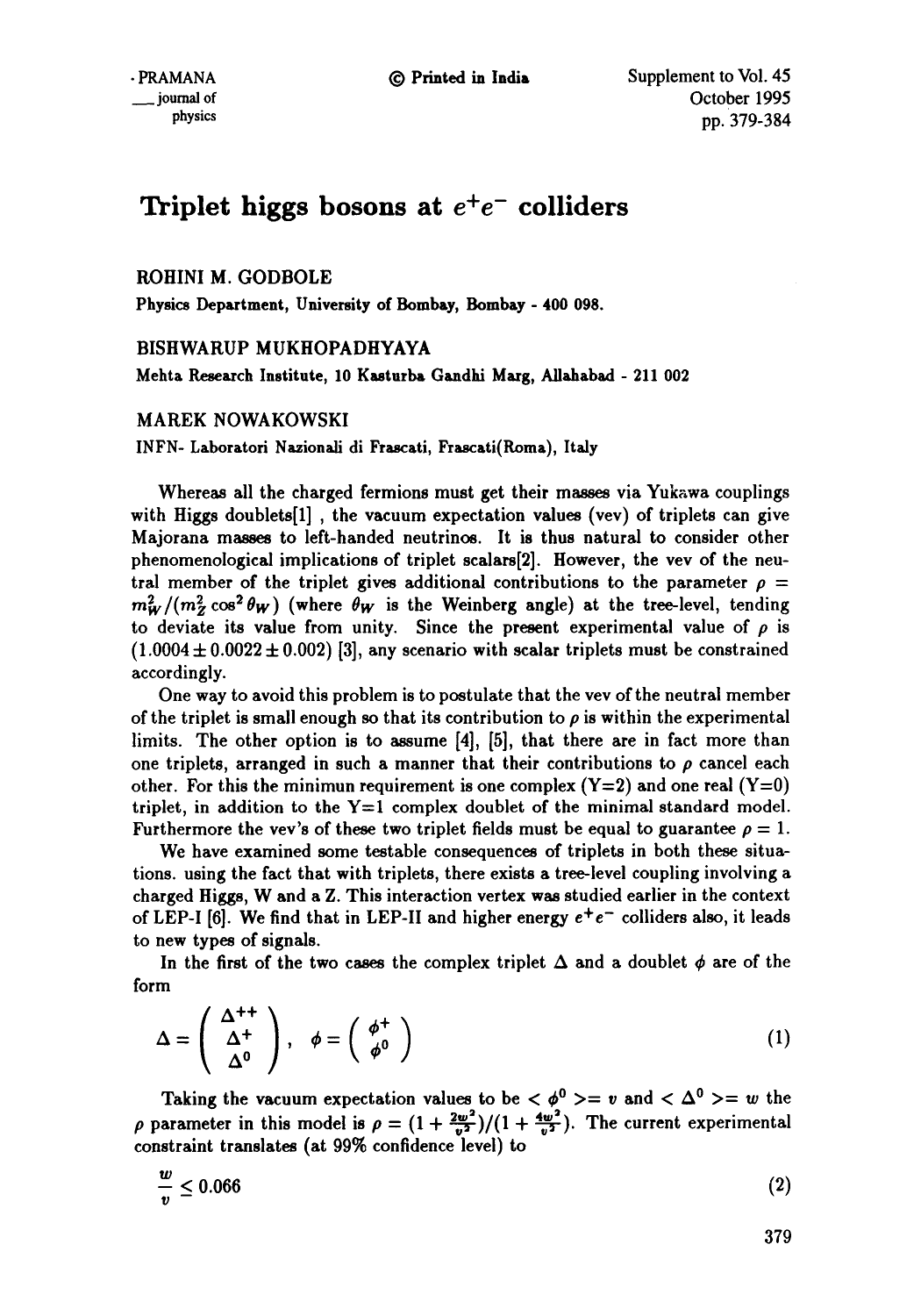# Triplet higgs bosons at $e^+e^-$ colliders

**ROHINI M. GODBOLE**

Physics Department, University of Bombay, Bombay - 400 098.

**BISHWARUP MUKHOPADHYAYA**

Mehta Research Institute, 10 Kasturba Gandhi Marg, Allahabad - 211 002

**MAREK NOWAKOWSKI**

INFN- Laboratori Nazionali di Frascati, Frascati(Roma), Italy

Whereas all the charged fermions must get their masses via Yukawa couplings with Higgs doublets[1] , the vacuum expectation values (vev) of triplets can give Majorana masses to left-handed neutrinos. It is thus natural to consider other phenomenological implications of triplet scalars[2]. However, the vev of the neutral member of the triplet gives additional contributions to the parameter $\rho = m_W^2/(m_Z^2 \cos^2\theta_W)$ (where $\theta_W$ is the Weinberg angle) at the tree-level, tending to deviate its value from unity. Since the present experimental value of $\rho$ is $(1.0004 \pm 0.0022 \pm 0.002)$ [3], any scenario with scalar triplets must be constrained accordingly.

One way to avoid this problem is to postulate that the vev of the neutral member of the triplet is small enough so that its contribution to $\rho$ is within the experimental limits. The other option is to assume [4], [5], that there are in fact more than one triplets, arranged in such a manner that their contributions to $\rho$ cancel each other. For this the minimun requirement is one complex (Y=2) and one real (Y=0) triplet, in addition to the Y=1 complex doublet of the minimal standard model. Furthermore the vev's of these two triplet fields must be equal to guarantee $\rho = 1$.

We have examined some testable consequences of triplets in both these situations. using the fact that with triplets, there exists a tree-level coupling involving a charged Higgs, W and a Z. This interaction vertex was studied earlier in the context of LEP-I [6]. We find that in LEP-II and higher energy $e^+e^-$ colliders also, it leads to new types of signals.

In the first of the two cases the complex triplet $\Delta$ and a doublet $\phi$ are of the form

$$\Delta = \begin{pmatrix} \Delta^{++} \\ \Delta^{+} \\ \Delta^{0} \end{pmatrix}, \quad \phi = \begin{pmatrix} \phi^{+} \\ \phi^{0} \end{pmatrix} \tag{1}$$

Taking the vacuum expectation values to be $<\phi^0> = v$ and $<\Delta^0> = w$ the $\rho$ parameter in this model is $\rho = (1 + \frac{2w^2}{v^2})/(1 + \frac{4w^2}{v^2})$. The current experimental constraint translates (at 99% confidence level) to

$$\frac{w}{v} \leq 0.066 \tag{2}$$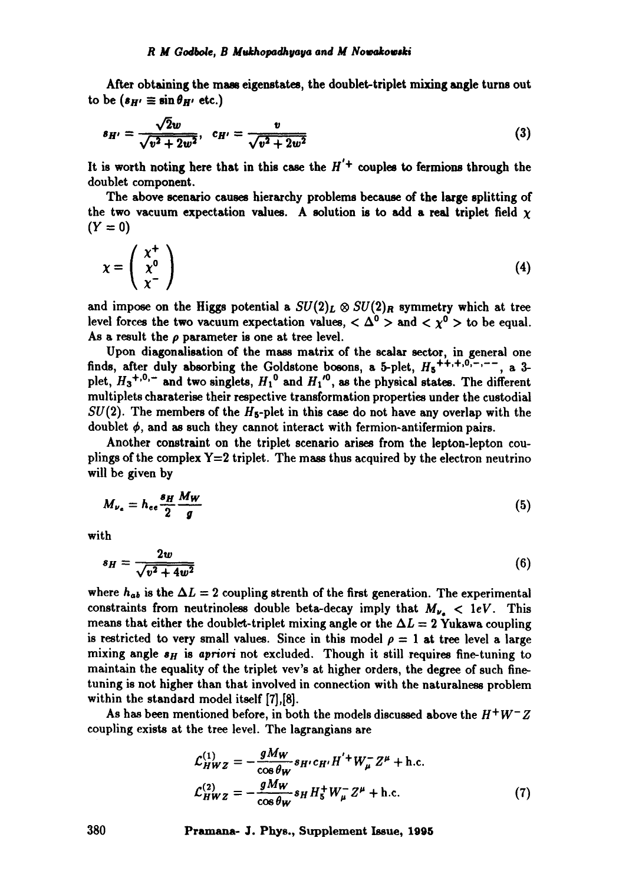After obtaining the mass eigenstates, the doublet-triplet mixing angle turns out to be ($s_{H'} \equiv \sin\theta_{H'}$ etc.)

$$s_{H'} = \frac{\sqrt{2}w}{\sqrt{v^2 + 2w^2}}, \quad c_{H'} = \frac{v}{\sqrt{v^2 + 2w^2}} \tag{3}$$

It is worth noting here that in this case the $H'^+$ couples to fermions through the doublet component.

The above scenario causes hierarchy problems because of the large splitting of the two vacuum expectation values. A solution is to add a real triplet field $\chi$ ($Y = 0$)

$$\chi = \begin{pmatrix} \chi^+ \\ \chi^0 \\ \chi^- \end{pmatrix} \tag{4}$$

and impose on the Higgs potential a $SU(2)_L \otimes SU(2)_R$ symmetry which at tree level forces the two vacuum expectation values, $< \Delta^0 >$ and $< \chi^0 >$ to be equal. As a result the $\rho$ parameter is one at tree level.

Upon diagonalisation of the mass matrix of the scalar sector, in general one finds, after duly absorbing the Goldstone bosons, a 5-plet, $H_5{}^{++,+,0,-,--}$, a 3-plet, $H_3{}^{+,0,-}$ and two singlets, $H_1{}^0$ and $H_1{}'^0$, as the physical states. The different multiplets charaterise their respective transformation properties under the custodial $SU(2)$. The members of the $H_5$-plet in this case do not have any overlap with the doublet $\phi$, and as such they cannot interact with fermion-antifermion pairs.

Another constraint on the triplet scenario arises from the lepton-lepton couplings of the complex Y=2 triplet. The mass thus acquired by the electron neutrino will be given by

$$M_{\nu_e} = h_{ee}\frac{s_H}{2}\frac{M_W}{g} \tag{5}$$

with

$$s_H = \frac{2w}{\sqrt{v^2 + 4w^2}} \tag{6}$$

where $h_{ab}$ is the $\Delta L = 2$ coupling strenth of the first generation. The experimental constraints from neutrinoless double beta-decay imply that $M_{\nu_e} < 1eV$. This means that either the doublet-triplet mixing angle or the $\Delta L = 2$ Yukawa coupling is restricted to very small values. Since in this model $\rho = 1$ at tree level a large mixing angle $s_H$ is *apriori* not excluded. Though it still requires fine-tuning to maintain the equality of the triplet vev's at higher orders, the degree of such fine-tuning is not higher than that involved in connection with the naturalness problem within the standard model itself [7],[8].

As has been mentioned before, in both the models discussed above the $H^+W^-Z$ coupling exists at the tree level. The lagrangians are

$$\mathcal{L}^{(1)}_{HWZ} = -\frac{gM_W}{\cos\theta_W} s_{H'} c_{H'} H'^+ W^-_\mu Z^\mu + \text{h.c.}$$
$$\mathcal{L}^{(2)}_{HWZ} = -\frac{gM_W}{\cos\theta_W} s_H H_5^+ W^-_\mu Z^\mu + \text{h.c.} \tag{7}$$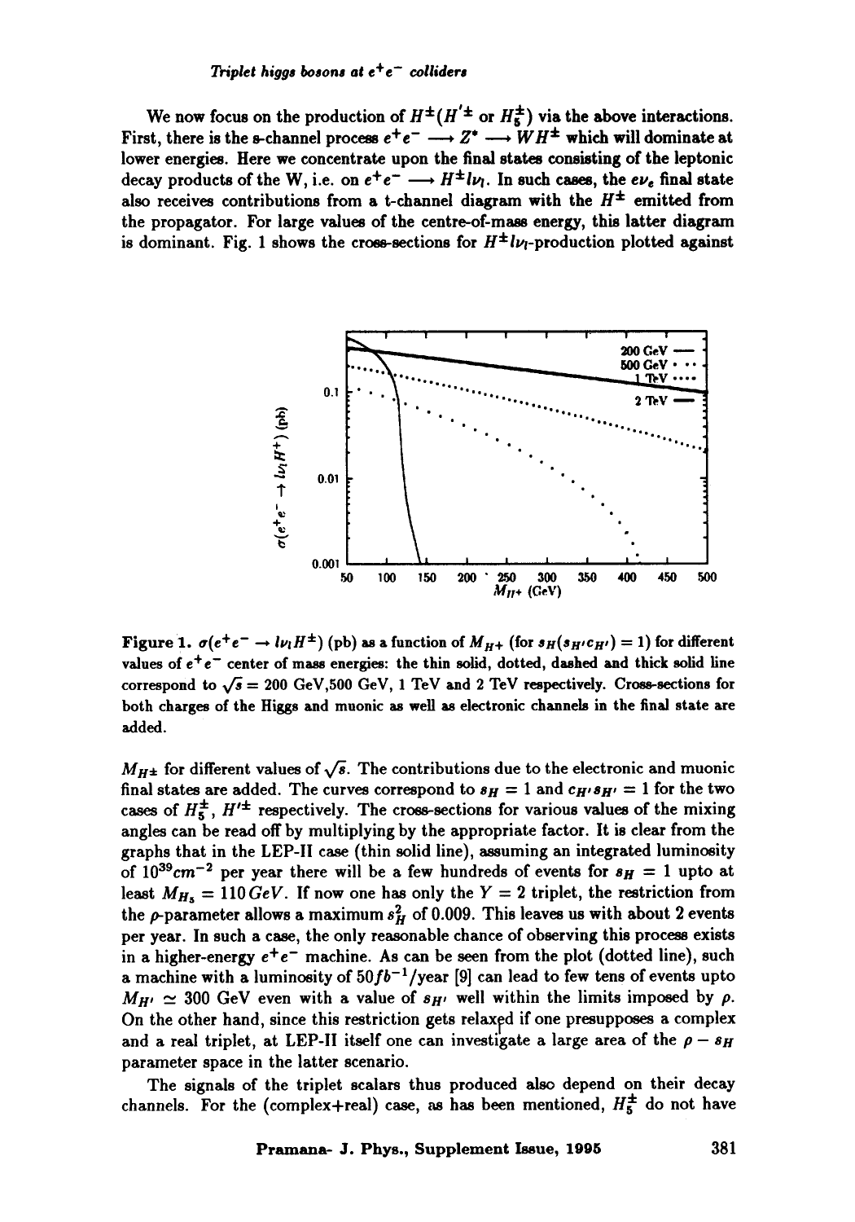We now focus on the production of $H^{\pm}(H'^{\pm}$ or $H_5^{\pm})$ via the above interactions. First, there is the s-channel process $e^+e^- \longrightarrow Z^* \longrightarrow WH^{\pm}$ which will dominate at lower energies. Here we concentrate upon the final states consisting of the leptonic decay products of the W, i.e. on $e^+e^- \longrightarrow H^{\pm} l\nu_l$. In such cases, the $e\nu_e$ final state also receives contributions from a t-channel diagram with the $H^{\pm}$ emitted from the propagator. For large values of the centre-of-mass energy, this latter diagram is dominant. Fig. 1 shows the cross-sections for $H^{\pm} l\nu_l$-production plotted against

Figure 1. $\sigma(e^+e^- \rightarrow l\nu_l H^{\pm})$ (pb) as a function of $M_{H^+}$ (for $s_H(s_{H'}c_{H'}) = 1$) for different values of $e^+e^-$ center of mass energies: the thin solid, dotted, dashed and thick solid line correspond to $\sqrt{s} = 200$ GeV,500 GeV, 1 TeV and 2 TeV respectively. Cross-sections for both charges of the Higgs and muonic as well as electronic channels in the final state are added.

$M_{H^{\pm}}$ for different values of $\sqrt{s}$. The contributions due to the electronic and muonic final states are added. The curves correspond to $s_H = 1$ and $c_{H'}s_{H'} = 1$ for the two cases of $H_5^{\pm}$, $H'^{\pm}$ respectively. The cross-sections for various values of the mixing angles can be read off by multiplying by the appropriate factor. It is clear from the graphs that in the LEP-II case (thin solid line), assuming an integrated luminosity of $10^{39} cm^{-2}$ per year there will be a few hundreds of events for $s_H = 1$ upto at least $M_{H_5} = 110\, GeV$. If now one has only the $Y = 2$ triplet, the restriction from the $\rho$-parameter allows a maximum $s_H^2$ of 0.009. This leaves us with about 2 events per year. In such a case, the only reasonable chance of observing this process exists in a higher-energy $e^+e^-$ machine. As can be seen from the plot (dotted line), such a machine with a luminosity of $50 fb^{-1}$/year [9] can lead to few tens of events upto $M_{H'} \simeq 300$ GeV even with a value of $s_{H'}$ well within the limits imposed by $\rho$. On the other hand, since this restriction gets relaxed if one presupposes a complex and a real triplet, at LEP-II itself one can investigate a large area of the $\rho - s_H$ parameter space in the latter scenario.

The signals of the triplet scalars thus produced also depend on their decay channels. For the (complex+real) case, as has been mentioned, $H_5^{\pm}$ do not have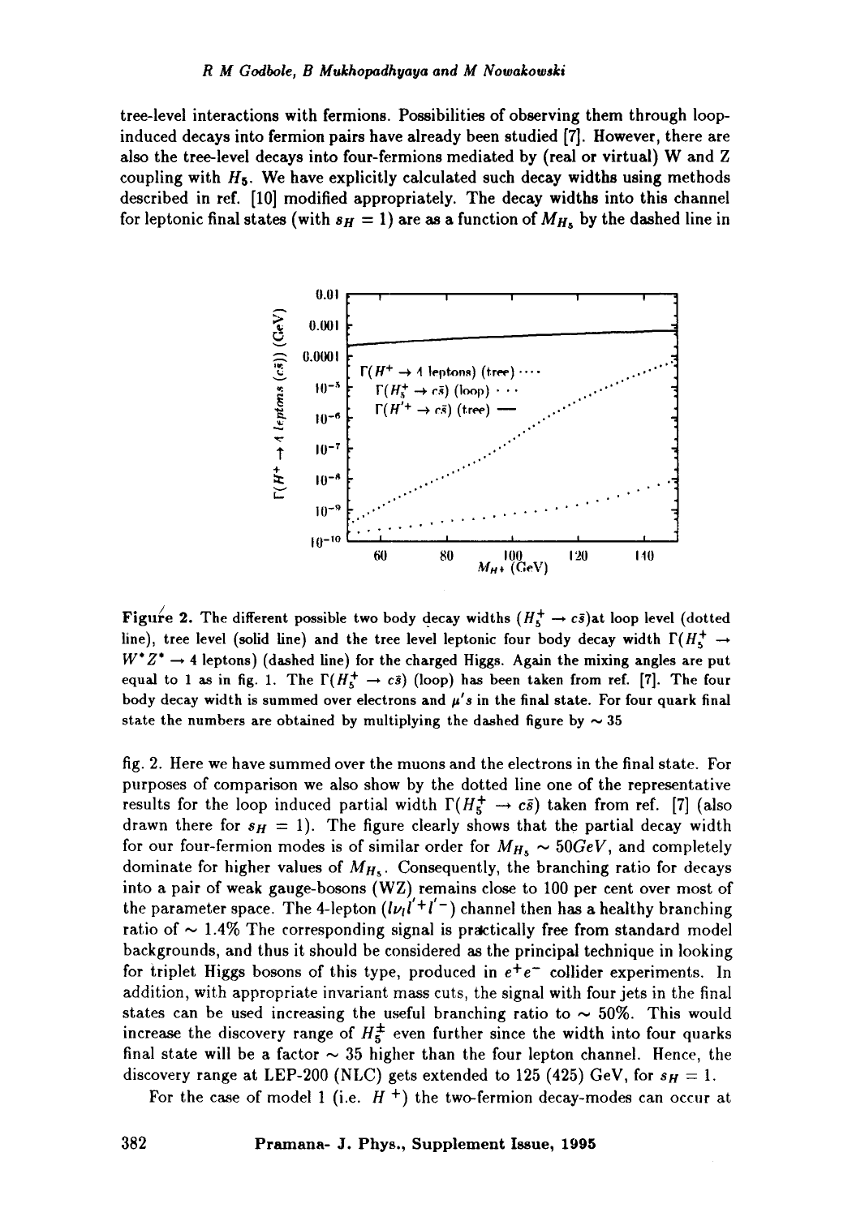tree-level interactions with fermions. Possibilities of observing them through loop-induced decays into fermion pairs have already been studied [7]. However, there are also the tree-level decays into four-fermions mediated by (real or virtual) W and Z coupling with $H_5$. We have explicitly calculated such decay widths using methods described in ref. [10] modified appropriately. The decay widths into this channel for leptonic final states (with $s_H = 1$) are as a function of $M_{H_5}$ by the dashed line in

Figure 2. The different possible two body decay widths ($H_5^+ \to c\bar{s}$)at loop level (dotted line), tree level (solid line) and the tree level leptonic four body decay width $\Gamma(H_5^+ \to W^* Z^* \to 4$ leptons) (dashed line) for the charged Higgs. Again the mixing angles are put equal to 1 as in fig. 1. The $\Gamma(H_5^+ \to c\bar{s})$ (loop) has been taken from ref. [7]. The four body decay width is summed over electrons and $\mu$'s in the final state. For four quark final state the numbers are obtained by multiplying the dashed figure by $\sim 35$

fig. 2. Here we have summed over the muons and the electrons in the final state. For purposes of comparison we also show by the dotted line one of the representative results for the loop induced partial width $\Gamma(H_5^+ \to c\bar{s})$ taken from ref. [7] (also drawn there for $s_H = 1$). The figure clearly shows that the partial decay width for our four-fermion modes is of similar order for $M_{H_5} \sim 50 GeV$, and completely dominate for higher values of $M_{H_5}$. Consequently, the branching ratio for decays into a pair of weak gauge-bosons (WZ) remains close to 100 per cent over most of the parameter space. The 4-lepton ($l\nu_l l'^+ l'^-$) channel then has a healthy branching ratio of $\sim 1.4\%$ The corresponding signal is practically free from standard model backgrounds, and thus it should be considered as the principal technique in looking for triplet Higgs bosons of this type, produced in $e^+e^-$ collider experiments. In addition, with appropriate invariant mass cuts, the signal with four jets in the final states can be used increasing the useful branching ratio to $\sim 50\%$. This would increase the discovery range of $H_5^{\pm}$ even further since the width into four quarks final state will be a factor $\sim 35$ higher than the four lepton channel. Hence, the discovery range at LEP-200 (NLC) gets extended to 125 (425) GeV, for $s_H = 1$.

For the case of model 1 (i.e. $H^+$) the two-fermion decay-modes can occur at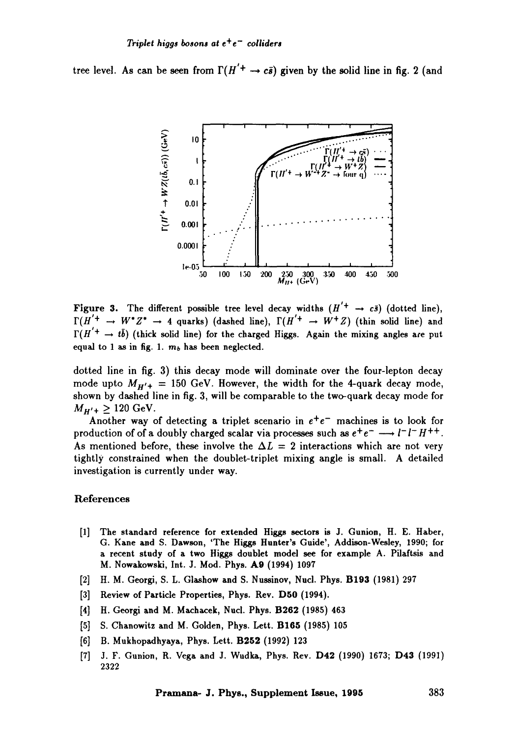tree level. As can be seen from $\Gamma(H'^+ \to c\bar{s})$ given by the solid line in fig. 2 (and

Figure 3. The different possible tree level decay widths $(H'^+ \to c\bar{s})$ (dotted line), $\Gamma(H'^+ \to W^*Z^* \to 4$ quarks) (dashed line), $\Gamma(H'^+ \to W^+Z)$ (thin solid line) and $\Gamma(H'^+ \to t\bar{b})$ (thick solid line) for the charged Higgs. Again the mixing angles are put equal to 1 as in fig. 1. $m_b$ has been neglected.

dotted line in fig. 3) this decay mode will dominate over the four-lepton decay mode upto $M_{H'^+} = 150$ GeV. However, the width for the 4-quark decay mode, shown by dashed line in fig. 3, will be comparable to the two-quark decay mode for $M_{H'^+} \geq 120$ GeV.

Another way of detecting a triplet scenario in $e^+e^-$ machines is to look for production of of a doubly charged scalar via processes such as $e^+e^- \longrightarrow l^-l^-H^{++}$. As mentioned before, these involve the $\Delta L = 2$ interactions which are not very tightly constrained when the doublet-triplet mixing angle is small. A detailed investigation is currently under way.

## References

[1] The standard reference for extended Higgs sectors is J. Gunion, H. E. Haber, G. Kane and S. Dawson, 'The Higgs Hunter's Guide', Addison-Wesley, 1990; for a recent study of a two Higgs doublet model see for example A. Pilaftsis and M. Nowakowski, Int. J. Mod. Phys. **A9** (1994) 1097

[2] H. M. Georgi, S. L. Glashow and S. Nussinov, Nucl. Phys. **B193** (1981) 297

[3] Review of Particle Properties, Phys. Rev. **D50** (1994).

[4] H. Georgi and M. Machacek, Nucl. Phys. **B262** (1985) 463

[5] S. Chanowitz and M. Golden, Phys. Lett. **B165** (1985) 105

[6] B. Mukhopadhyaya, Phys. Lett. **B252** (1992) 123

[7] J. F. Gunion, R. Vega and J. Wudka, Phys. Rev. **D42** (1990) 1673; **D43** (1991) 2322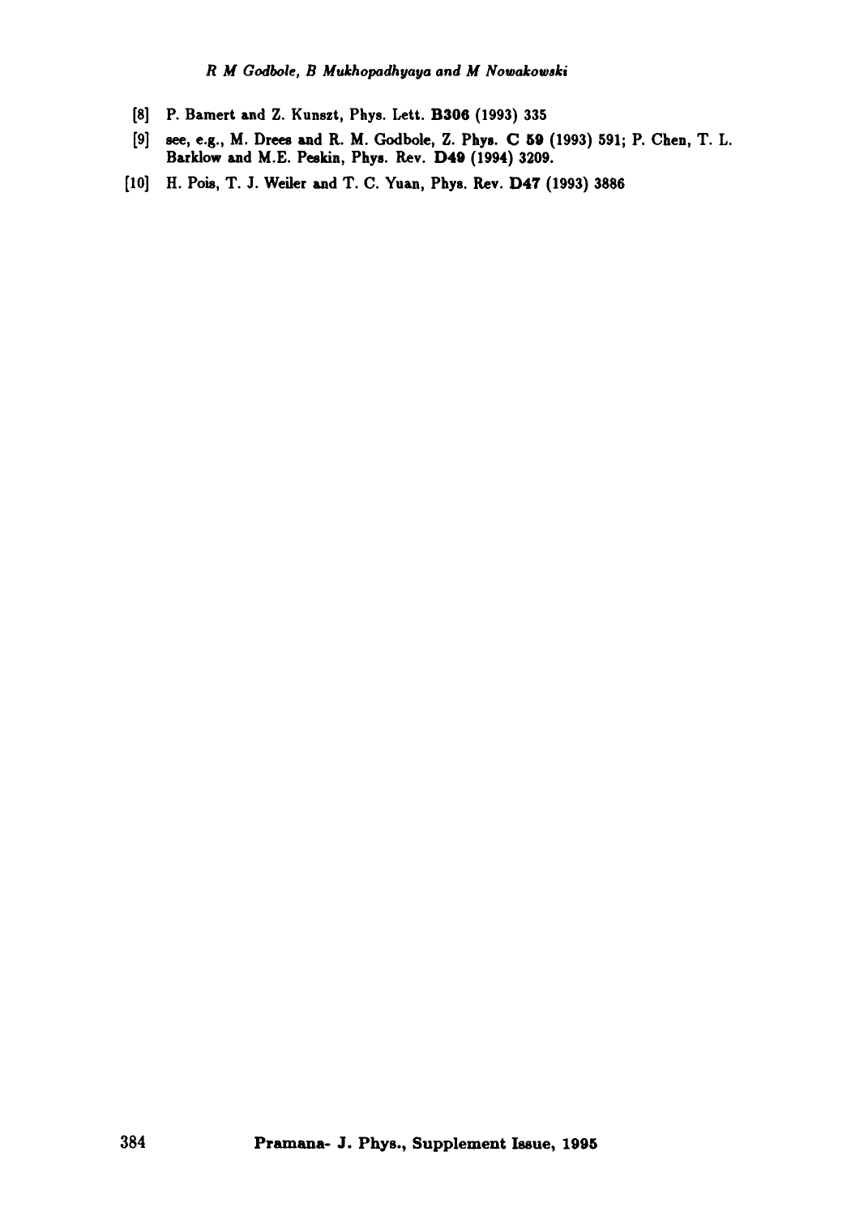[8] P. Bamert and Z. Kunszt, Phys. Lett. **B306** (1993) 335

[9] see, e.g., M. Drees and R. M. Godbole, Z. Phys. **C 59** (1993) 591; P. Chen, T. L. Barklow and M.E. Peskin, Phys. Rev. **D49** (1994) 3209.

[10] H. Pois, T. J. Weiler and T. C. Yuan, Phys. Rev. **D47** (1993) 3886